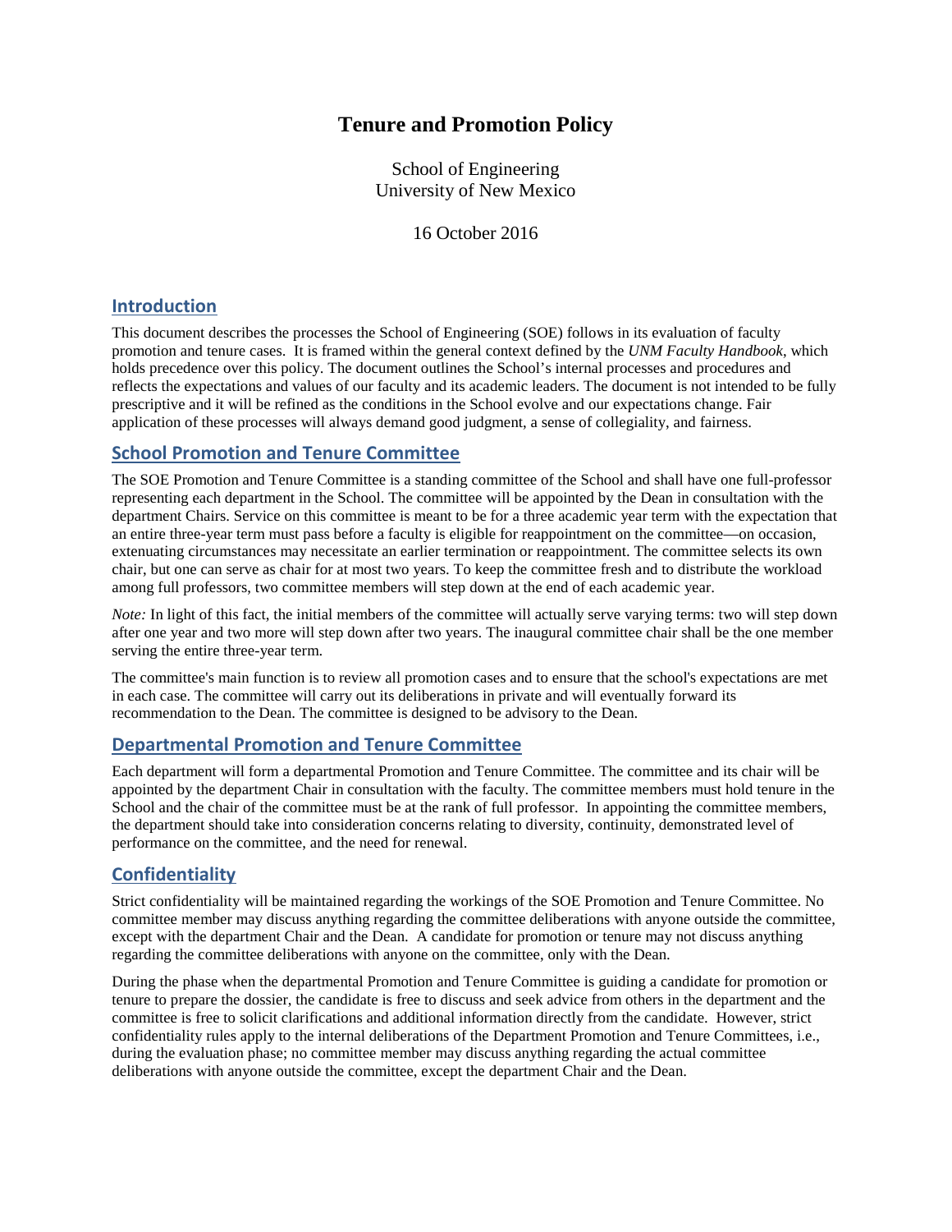# Tenure and Promotion Policy

School of Engineering
University of New Mexico

16 October 2016

## Introduction

This document describes the processes the School of Engineering (SOE) follows in its evaluation of faculty promotion and tenure cases. It is framed within the general context defined by the *UNM Faculty Handbook*, which holds precedence over this policy. The document outlines the School's internal processes and procedures and reflects the expectations and values of our faculty and its academic leaders. The document is not intended to be fully prescriptive and it will be refined as the conditions in the School evolve and our expectations change. Fair application of these processes will always demand good judgment, a sense of collegiality, and fairness.

## School Promotion and Tenure Committee

The SOE Promotion and Tenure Committee is a standing committee of the School and shall have one full-professor representing each department in the School. The committee will be appointed by the Dean in consultation with the department Chairs. Service on this committee is meant to be for a three academic year term with the expectation that an entire three-year term must pass before a faculty is eligible for reappointment on the committee—on occasion, extenuating circumstances may necessitate an earlier termination or reappointment. The committee selects its own chair, but one can serve as chair for at most two years. To keep the committee fresh and to distribute the workload among full professors, two committee members will step down at the end of each academic year.

*Note:* In light of this fact, the initial members of the committee will actually serve varying terms: two will step down after one year and two more will step down after two years. The inaugural committee chair shall be the one member serving the entire three-year term.

The committee's main function is to review all promotion cases and to ensure that the school's expectations are met in each case. The committee will carry out its deliberations in private and will eventually forward its recommendation to the Dean. The committee is designed to be advisory to the Dean.

## Departmental Promotion and Tenure Committee

Each department will form a departmental Promotion and Tenure Committee. The committee and its chair will be appointed by the department Chair in consultation with the faculty. The committee members must hold tenure in the School and the chair of the committee must be at the rank of full professor. In appointing the committee members, the department should take into consideration concerns relating to diversity, continuity, demonstrated level of performance on the committee, and the need for renewal.

## Confidentiality

Strict confidentiality will be maintained regarding the workings of the SOE Promotion and Tenure Committee. No committee member may discuss anything regarding the committee deliberations with anyone outside the committee, except with the department Chair and the Dean. A candidate for promotion or tenure may not discuss anything regarding the committee deliberations with anyone on the committee, only with the Dean.

During the phase when the departmental Promotion and Tenure Committee is guiding a candidate for promotion or tenure to prepare the dossier, the candidate is free to discuss and seek advice from others in the department and the committee is free to solicit clarifications and additional information directly from the candidate. However, strict confidentiality rules apply to the internal deliberations of the Department Promotion and Tenure Committees, i.e., during the evaluation phase; no committee member may discuss anything regarding the actual committee deliberations with anyone outside the committee, except the department Chair and the Dean.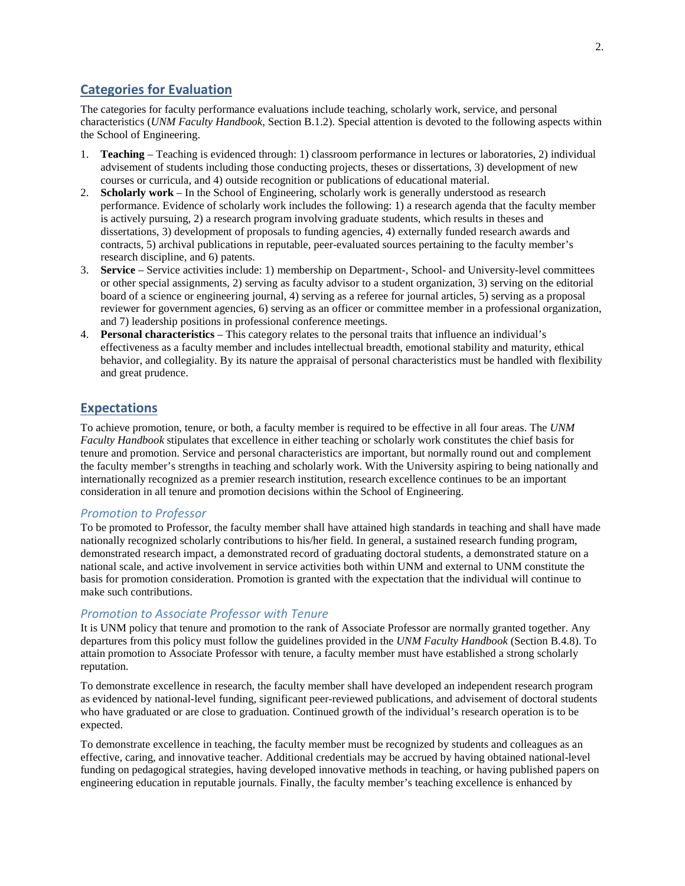## Categories for Evaluation

The categories for faculty performance evaluations include teaching, scholarly work, service, and personal characteristics (*UNM Faculty Handbook*, Section B.1.2). Special attention is devoted to the following aspects within the School of Engineering.

1. **Teaching** – Teaching is evidenced through: 1) classroom performance in lectures or laboratories, 2) individual advisement of students including those conducting projects, theses or dissertations, 3) development of new courses or curricula, and 4) outside recognition or publications of educational material.
2. **Scholarly work** – In the School of Engineering, scholarly work is generally understood as research performance. Evidence of scholarly work includes the following: 1) a research agenda that the faculty member is actively pursuing, 2) a research program involving graduate students, which results in theses and dissertations, 3) development of proposals to funding agencies, 4) externally funded research awards and contracts, 5) archival publications in reputable, peer-evaluated sources pertaining to the faculty member's research discipline, and 6) patents.
3. **Service** – Service activities include: 1) membership on Department-, School- and University-level committees or other special assignments, 2) serving as faculty advisor to a student organization, 3) serving on the editorial board of a science or engineering journal, 4) serving as a referee for journal articles, 5) serving as a proposal reviewer for government agencies, 6) serving as an officer or committee member in a professional organization, and 7) leadership positions in professional conference meetings.
4. **Personal characteristics** – This category relates to the personal traits that influence an individual's effectiveness as a faculty member and includes intellectual breadth, emotional stability and maturity, ethical behavior, and collegiality. By its nature the appraisal of personal characteristics must be handled with flexibility and great prudence.

## Expectations

To achieve promotion, tenure, or both, a faculty member is required to be effective in all four areas. The *UNM Faculty Handbook* stipulates that excellence in either teaching or scholarly work constitutes the chief basis for tenure and promotion. Service and personal characteristics are important, but normally round out and complement the faculty member's strengths in teaching and scholarly work. With the University aspiring to being nationally and internationally recognized as a premier research institution, research excellence continues to be an important consideration in all tenure and promotion decisions within the School of Engineering.

### *Promotion to Professor*

To be promoted to Professor, the faculty member shall have attained high standards in teaching and shall have made nationally recognized scholarly contributions to his/her field. In general, a sustained research funding program, demonstrated research impact, a demonstrated record of graduating doctoral students, a demonstrated stature on a national scale, and active involvement in service activities both within UNM and external to UNM constitute the basis for promotion consideration. Promotion is granted with the expectation that the individual will continue to make such contributions.

### *Promotion to Associate Professor with Tenure*

It is UNM policy that tenure and promotion to the rank of Associate Professor are normally granted together. Any departures from this policy must follow the guidelines provided in the *UNM Faculty Handbook* (Section B.4.8). To attain promotion to Associate Professor with tenure, a faculty member must have established a strong scholarly reputation.

To demonstrate excellence in research, the faculty member shall have developed an independent research program as evidenced by national-level funding, significant peer-reviewed publications, and advisement of doctoral students who have graduated or are close to graduation. Continued growth of the individual's research operation is to be expected.

To demonstrate excellence in teaching, the faculty member must be recognized by students and colleagues as an effective, caring, and innovative teacher. Additional credentials may be accrued by having obtained national-level funding on pedagogical strategies, having developed innovative methods in teaching, or having published papers on engineering education in reputable journals. Finally, the faculty member's teaching excellence is enhanced by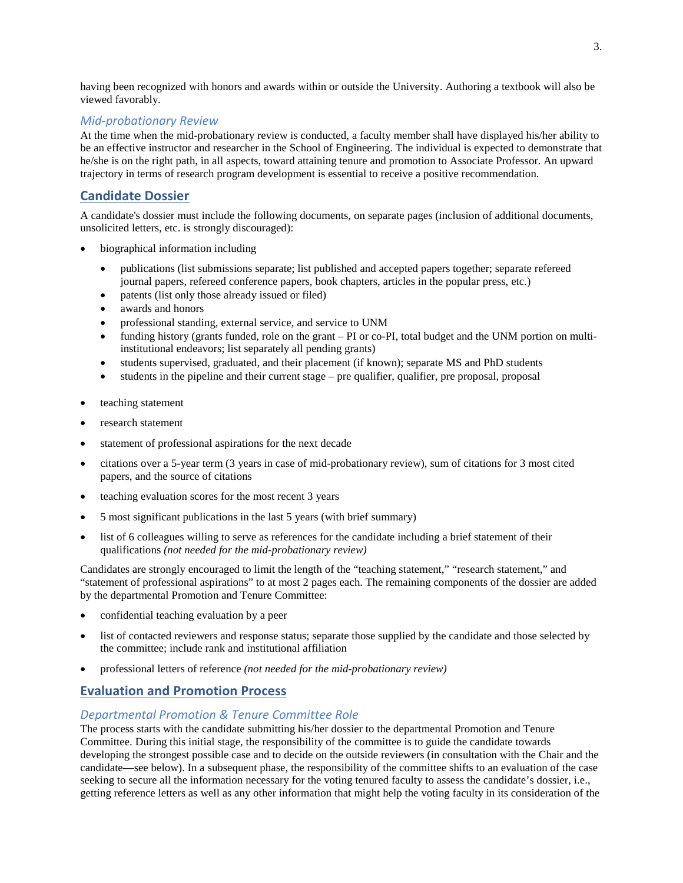having been recognized with honors and awards within or outside the University. Authoring a textbook will also be viewed favorably.

### *Mid-probationary Review*

At the time when the mid-probationary review is conducted, a faculty member shall have displayed his/her ability to be an effective instructor and researcher in the School of Engineering. The individual is expected to demonstrate that he/she is on the right path, in all aspects, toward attaining tenure and promotion to Associate Professor. An upward trajectory in terms of research program development is essential to receive a positive recommendation.

## Candidate Dossier

A candidate's dossier must include the following documents, on separate pages (inclusion of additional documents, unsolicited letters, etc. is strongly discouraged):

- biographical information including
    - publications (list submissions separate; list published and accepted papers together; separate refereed journal papers, refereed conference papers, book chapters, articles in the popular press, etc.)
    - patents (list only those already issued or filed)
    - awards and honors
    - professional standing, external service, and service to UNM
    - funding history (grants funded, role on the grant – PI or co-PI, total budget and the UNM portion on multi-institutional endeavors; list separately all pending grants)
    - students supervised, graduated, and their placement (if known); separate MS and PhD students
    - students in the pipeline and their current stage – pre qualifier, qualifier, pre proposal, proposal
- teaching statement
- research statement
- statement of professional aspirations for the next decade
- citations over a 5-year term (3 years in case of mid-probationary review), sum of citations for 3 most cited papers, and the source of citations
- teaching evaluation scores for the most recent 3 years
- 5 most significant publications in the last 5 years (with brief summary)
- list of 6 colleagues willing to serve as references for the candidate including a brief statement of their qualifications *(not needed for the mid-probationary review)*

Candidates are strongly encouraged to limit the length of the "teaching statement," "research statement," and "statement of professional aspirations" to at most 2 pages each. The remaining components of the dossier are added by the departmental Promotion and Tenure Committee:

- confidential teaching evaluation by a peer
- list of contacted reviewers and response status; separate those supplied by the candidate and those selected by the committee; include rank and institutional affiliation
- professional letters of reference *(not needed for the mid-probationary review)*

## Evaluation and Promotion Process

### *Departmental Promotion & Tenure Committee Role*

The process starts with the candidate submitting his/her dossier to the departmental Promotion and Tenure Committee. During this initial stage, the responsibility of the committee is to guide the candidate towards developing the strongest possible case and to decide on the outside reviewers (in consultation with the Chair and the candidate—see below). In a subsequent phase, the responsibility of the committee shifts to an evaluation of the case seeking to secure all the information necessary for the voting tenured faculty to assess the candidate's dossier, i.e., getting reference letters as well as any other information that might help the voting faculty in its consideration of the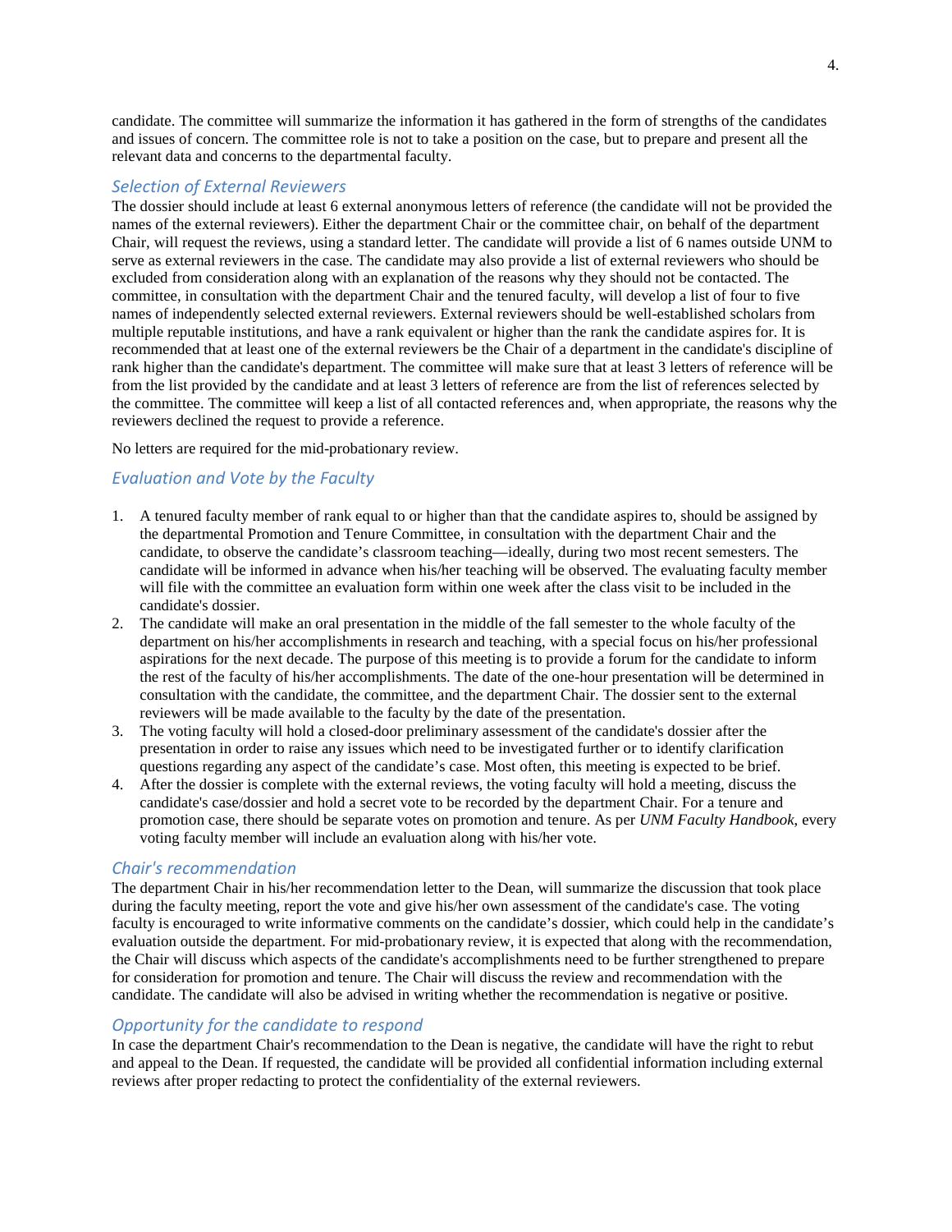candidate. The committee will summarize the information it has gathered in the form of strengths of the candidates and issues of concern. The committee role is not to take a position on the case, but to prepare and present all the relevant data and concerns to the departmental faculty.

### *Selection of External Reviewers*

The dossier should include at least 6 external anonymous letters of reference (the candidate will not be provided the names of the external reviewers). Either the department Chair or the committee chair, on behalf of the department Chair, will request the reviews, using a standard letter. The candidate will provide a list of 6 names outside UNM to serve as external reviewers in the case. The candidate may also provide a list of external reviewers who should be excluded from consideration along with an explanation of the reasons why they should not be contacted. The committee, in consultation with the department Chair and the tenured faculty, will develop a list of four to five names of independently selected external reviewers. External reviewers should be well-established scholars from multiple reputable institutions, and have a rank equivalent or higher than the rank the candidate aspires for. It is recommended that at least one of the external reviewers be the Chair of a department in the candidate's discipline of rank higher than the candidate's department. The committee will make sure that at least 3 letters of reference will be from the list provided by the candidate and at least 3 letters of reference are from the list of references selected by the committee. The committee will keep a list of all contacted references and, when appropriate, the reasons why the reviewers declined the request to provide a reference.

No letters are required for the mid-probationary review.

### *Evaluation and Vote by the Faculty*

1. A tenured faculty member of rank equal to or higher than that the candidate aspires to, should be assigned by the departmental Promotion and Tenure Committee, in consultation with the department Chair and the candidate, to observe the candidate's classroom teaching—ideally, during two most recent semesters. The candidate will be informed in advance when his/her teaching will be observed. The evaluating faculty member will file with the committee an evaluation form within one week after the class visit to be included in the candidate's dossier.
2. The candidate will make an oral presentation in the middle of the fall semester to the whole faculty of the department on his/her accomplishments in research and teaching, with a special focus on his/her professional aspirations for the next decade. The purpose of this meeting is to provide a forum for the candidate to inform the rest of the faculty of his/her accomplishments. The date of the one-hour presentation will be determined in consultation with the candidate, the committee, and the department Chair. The dossier sent to the external reviewers will be made available to the faculty by the date of the presentation.
3. The voting faculty will hold a closed-door preliminary assessment of the candidate's dossier after the presentation in order to raise any issues which need to be investigated further or to identify clarification questions regarding any aspect of the candidate's case. Most often, this meeting is expected to be brief.
4. After the dossier is complete with the external reviews, the voting faculty will hold a meeting, discuss the candidate's case/dossier and hold a secret vote to be recorded by the department Chair. For a tenure and promotion case, there should be separate votes on promotion and tenure. As per *UNM Faculty Handbook*, every voting faculty member will include an evaluation along with his/her vote.

### *Chair's recommendation*

The department Chair in his/her recommendation letter to the Dean, will summarize the discussion that took place during the faculty meeting, report the vote and give his/her own assessment of the candidate's case. The voting faculty is encouraged to write informative comments on the candidate's dossier, which could help in the candidate's evaluation outside the department. For mid-probationary review, it is expected that along with the recommendation, the Chair will discuss which aspects of the candidate's accomplishments need to be further strengthened to prepare for consideration for promotion and tenure. The Chair will discuss the review and recommendation with the candidate. The candidate will also be advised in writing whether the recommendation is negative or positive.

### *Opportunity for the candidate to respond*

In case the department Chair's recommendation to the Dean is negative, the candidate will have the right to rebut and appeal to the Dean. If requested, the candidate will be provided all confidential information including external reviews after proper redacting to protect the confidentiality of the external reviewers.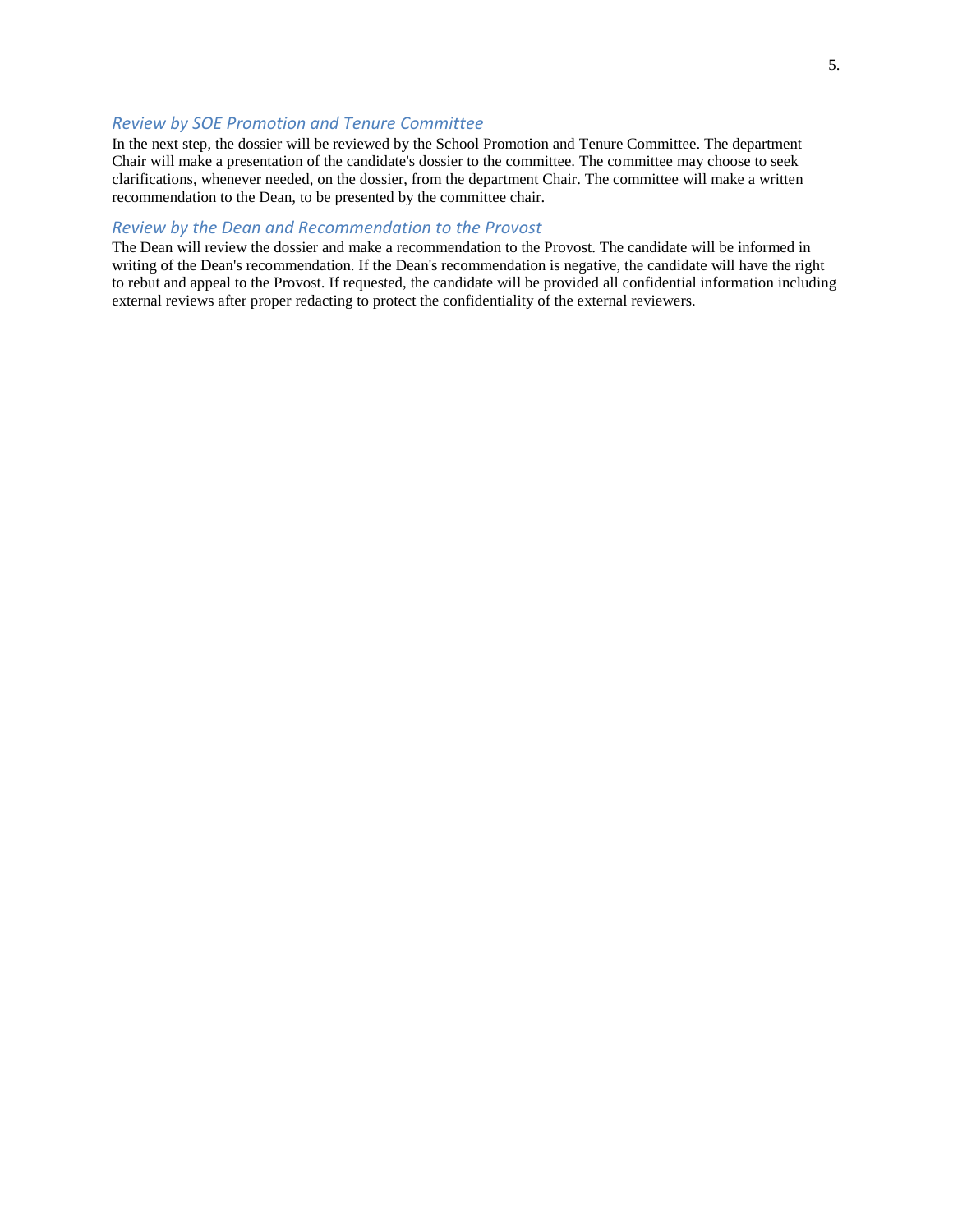### *Review by SOE Promotion and Tenure Committee*

In the next step, the dossier will be reviewed by the School Promotion and Tenure Committee. The department Chair will make a presentation of the candidate's dossier to the committee. The committee may choose to seek clarifications, whenever needed, on the dossier, from the department Chair. The committee will make a written recommendation to the Dean, to be presented by the committee chair.

### *Review by the Dean and Recommendation to the Provost*

The Dean will review the dossier and make a recommendation to the Provost. The candidate will be informed in writing of the Dean's recommendation. If the Dean's recommendation is negative, the candidate will have the right to rebut and appeal to the Provost. If requested, the candidate will be provided all confidential information including external reviews after proper redacting to protect the confidentiality of the external reviewers.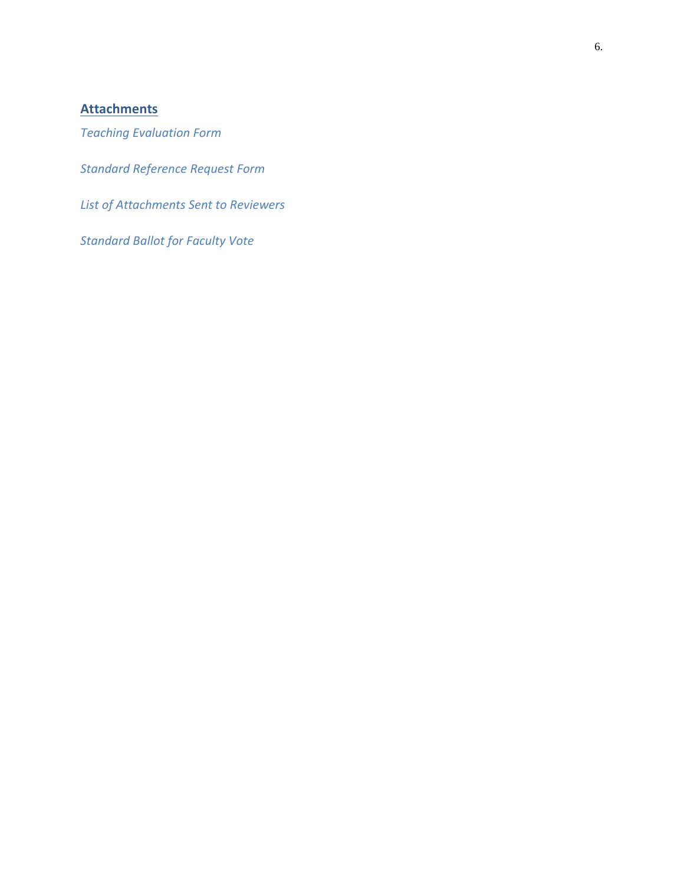## Attachments

*Teaching Evaluation Form*

*Standard Reference Request Form*

*List of Attachments Sent to Reviewers*

*Standard Ballot for Faculty Vote*